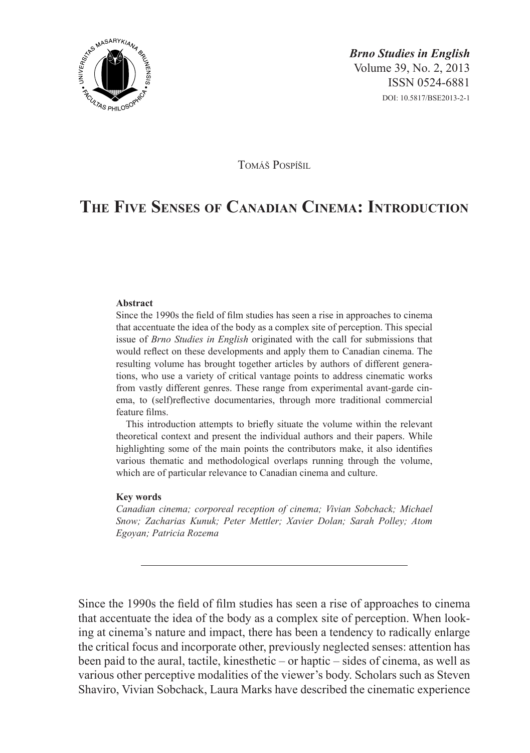*Brno Studies in English*
Volume 39, No. 2, 2013
ISSN 0524-6881
DOI: 10.5817/BSE2013-2-1

Tomáš Pospíšil

# The Five Senses of Canadian Cinema: Introduction

**Abstract**

Since the 1990s the field of film studies has seen a rise in approaches to cinema that accentuate the idea of the body as a complex site of perception. This special issue of *Brno Studies in English* originated with the call for submissions that would reflect on these developments and apply them to Canadian cinema. The resulting volume has brought together articles by authors of different generations, who use a variety of critical vantage points to address cinematic works from vastly different genres. These range from experimental avant-garde cinema, to (self)reflective documentaries, through more traditional commercial feature films.

This introduction attempts to briefly situate the volume within the relevant theoretical context and present the individual authors and their papers. While highlighting some of the main points the contributors make, it also identifies various thematic and methodological overlaps running through the volume, which are of particular relevance to Canadian cinema and culture.

**Key words**

*Canadian cinema; corporeal reception of cinema; Vivian Sobchack; Michael Snow; Zacharias Kunuk; Peter Mettler; Xavier Dolan; Sarah Polley; Atom Egoyan; Patricia Rozema*

---

Since the 1990s the field of film studies has seen a rise of approaches to cinema that accentuate the idea of the body as a complex site of perception. When looking at cinema's nature and impact, there has been a tendency to radically enlarge the critical focus and incorporate other, previously neglected senses: attention has been paid to the aural, tactile, kinesthetic – or haptic – sides of cinema, as well as various other perceptive modalities of the viewer's body. Scholars such as Steven Shaviro, Vivian Sobchack, Laura Marks have described the cinematic experience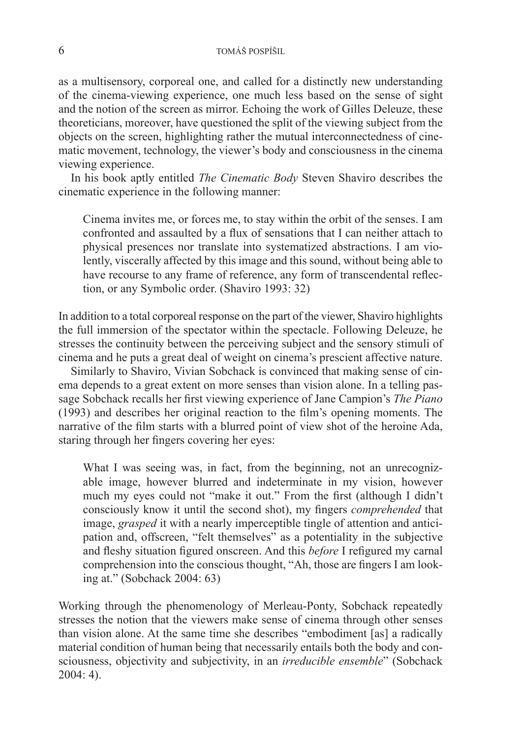as a multisensory, corporeal one, and called for a distinctly new understanding of the cinema-viewing experience, one much less based on the sense of sight and the notion of the screen as mirror. Echoing the work of Gilles Deleuze, these theoreticians, moreover, have questioned the split of the viewing subject from the objects on the screen, highlighting rather the mutual interconnectedness of cinematic movement, technology, the viewer's body and consciousness in the cinema viewing experience.

In his book aptly entitled *The Cinematic Body* Steven Shaviro describes the cinematic experience in the following manner:

> Cinema invites me, or forces me, to stay within the orbit of the senses. I am confronted and assaulted by a flux of sensations that I can neither attach to physical presences nor translate into systematized abstractions. I am violently, viscerally affected by this image and this sound, without being able to have recourse to any frame of reference, any form of transcendental reflection, or any Symbolic order. (Shaviro 1993: 32)

In addition to a total corporeal response on the part of the viewer, Shaviro highlights the full immersion of the spectator within the spectacle. Following Deleuze, he stresses the continuity between the perceiving subject and the sensory stimuli of cinema and he puts a great deal of weight on cinema's prescient affective nature.

Similarly to Shaviro, Vivian Sobchack is convinced that making sense of cinema depends to a great extent on more senses than vision alone. In a telling passage Sobchack recalls her first viewing experience of Jane Campion's *The Piano* (1993) and describes her original reaction to the film's opening moments. The narrative of the film starts with a blurred point of view shot of the heroine Ada, staring through her fingers covering her eyes:

> What I was seeing was, in fact, from the beginning, not an unrecognizable image, however blurred and indeterminate in my vision, however much my eyes could not "make it out." From the first (although I didn't consciously know it until the second shot), my fingers *comprehended* that image, *grasped* it with a nearly imperceptible tingle of attention and anticipation and, offscreen, "felt themselves" as a potentiality in the subjective and fleshy situation figured onscreen. And this *before* I refigured my carnal comprehension into the conscious thought, "Ah, those are fingers I am looking at." (Sobchack 2004: 63)

Working through the phenomenology of Merleau-Ponty, Sobchack repeatedly stresses the notion that the viewers make sense of cinema through other senses than vision alone. At the same time she describes "embodiment [as] a radically material condition of human being that necessarily entails both the body and consciousness, objectivity and subjectivity, in an *irreducible ensemble*" (Sobchack 2004: 4).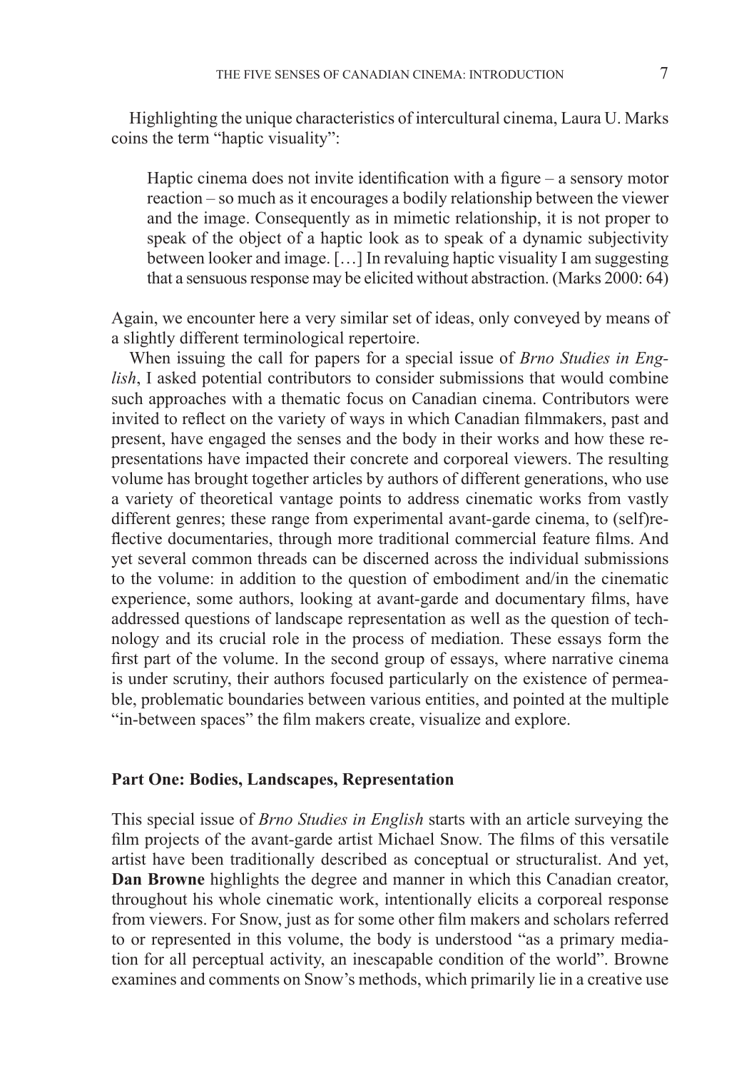Highlighting the unique characteristics of intercultural cinema, Laura U. Marks coins the term "haptic visuality":

> Haptic cinema does not invite identification with a figure – a sensory motor reaction – so much as it encourages a bodily relationship between the viewer and the image. Consequently as in mimetic relationship, it is not proper to speak of the object of a haptic look as to speak of a dynamic subjectivity between looker and image. […] In revaluing haptic visuality I am suggesting that a sensuous response may be elicited without abstraction. (Marks 2000: 64)

Again, we encounter here a very similar set of ideas, only conveyed by means of a slightly different terminological repertoire.

When issuing the call for papers for a special issue of *Brno Studies in English*, I asked potential contributors to consider submissions that would combine such approaches with a thematic focus on Canadian cinema. Contributors were invited to reflect on the variety of ways in which Canadian filmmakers, past and present, have engaged the senses and the body in their works and how these representations have impacted their concrete and corporeal viewers. The resulting volume has brought together articles by authors of different generations, who use a variety of theoretical vantage points to address cinematic works from vastly different genres; these range from experimental avant-garde cinema, to (self)reflective documentaries, through more traditional commercial feature films. And yet several common threads can be discerned across the individual submissions to the volume: in addition to the question of embodiment and/in the cinematic experience, some authors, looking at avant-garde and documentary films, have addressed questions of landscape representation as well as the question of technology and its crucial role in the process of mediation. These essays form the first part of the volume. In the second group of essays, where narrative cinema is under scrutiny, their authors focused particularly on the existence of permeable, problematic boundaries between various entities, and pointed at the multiple "in-between spaces" the film makers create, visualize and explore.

## Part One: Bodies, Landscapes, Representation

This special issue of *Brno Studies in English* starts with an article surveying the film projects of the avant-garde artist Michael Snow. The films of this versatile artist have been traditionally described as conceptual or structuralist. And yet, **Dan Browne** highlights the degree and manner in which this Canadian creator, throughout his whole cinematic work, intentionally elicits a corporeal response from viewers. For Snow, just as for some other film makers and scholars referred to or represented in this volume, the body is understood "as a primary mediation for all perceptual activity, an inescapable condition of the world". Browne examines and comments on Snow's methods, which primarily lie in a creative use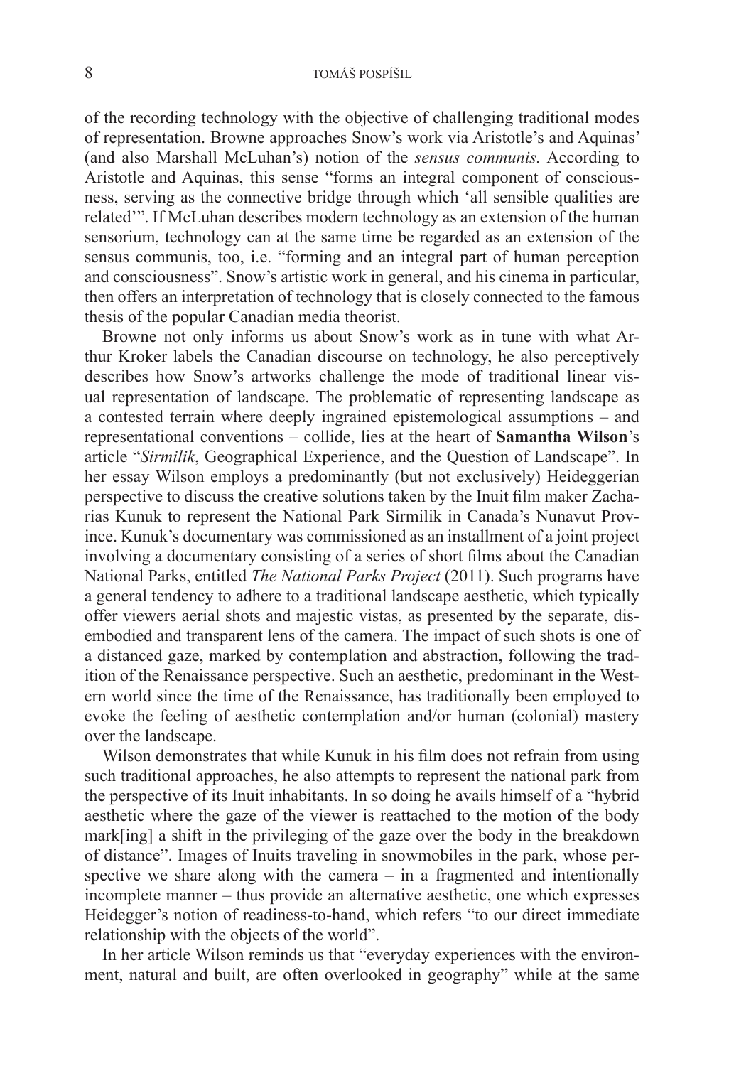of the recording technology with the objective of challenging traditional modes of representation. Browne approaches Snow's work via Aristotle's and Aquinas' (and also Marshall McLuhan's) notion of the *sensus communis.* According to Aristotle and Aquinas, this sense "forms an integral component of consciousness, serving as the connective bridge through which 'all sensible qualities are related'". If McLuhan describes modern technology as an extension of the human sensorium, technology can at the same time be regarded as an extension of the sensus communis, too, i.e. "forming and an integral part of human perception and consciousness". Snow's artistic work in general, and his cinema in particular, then offers an interpretation of technology that is closely connected to the famous thesis of the popular Canadian media theorist.

Browne not only informs us about Snow's work as in tune with what Arthur Kroker labels the Canadian discourse on technology, he also perceptively describes how Snow's artworks challenge the mode of traditional linear visual representation of landscape. The problematic of representing landscape as a contested terrain where deeply ingrained epistemological assumptions – and representational conventions – collide, lies at the heart of **Samantha Wilson**'s article "*Sirmilik*, Geographical Experience, and the Question of Landscape". In her essay Wilson employs a predominantly (but not exclusively) Heideggerian perspective to discuss the creative solutions taken by the Inuit film maker Zacharias Kunuk to represent the National Park Sirmilik in Canada's Nunavut Province. Kunuk's documentary was commissioned as an installment of a joint project involving a documentary consisting of a series of short films about the Canadian National Parks, entitled *The National Parks Project* (2011). Such programs have a general tendency to adhere to a traditional landscape aesthetic, which typically offer viewers aerial shots and majestic vistas, as presented by the separate, disembodied and transparent lens of the camera. The impact of such shots is one of a distanced gaze, marked by contemplation and abstraction, following the tradition of the Renaissance perspective. Such an aesthetic, predominant in the Western world since the time of the Renaissance, has traditionally been employed to evoke the feeling of aesthetic contemplation and/or human (colonial) mastery over the landscape.

Wilson demonstrates that while Kunuk in his film does not refrain from using such traditional approaches, he also attempts to represent the national park from the perspective of its Inuit inhabitants. In so doing he avails himself of a "hybrid aesthetic where the gaze of the viewer is reattached to the motion of the body mark[ing] a shift in the privileging of the gaze over the body in the breakdown of distance". Images of Inuits traveling in snowmobiles in the park, whose perspective we share along with the camera – in a fragmented and intentionally incomplete manner – thus provide an alternative aesthetic, one which expresses Heidegger's notion of readiness-to-hand, which refers "to our direct immediate relationship with the objects of the world".

In her article Wilson reminds us that "everyday experiences with the environment, natural and built, are often overlooked in geography" while at the same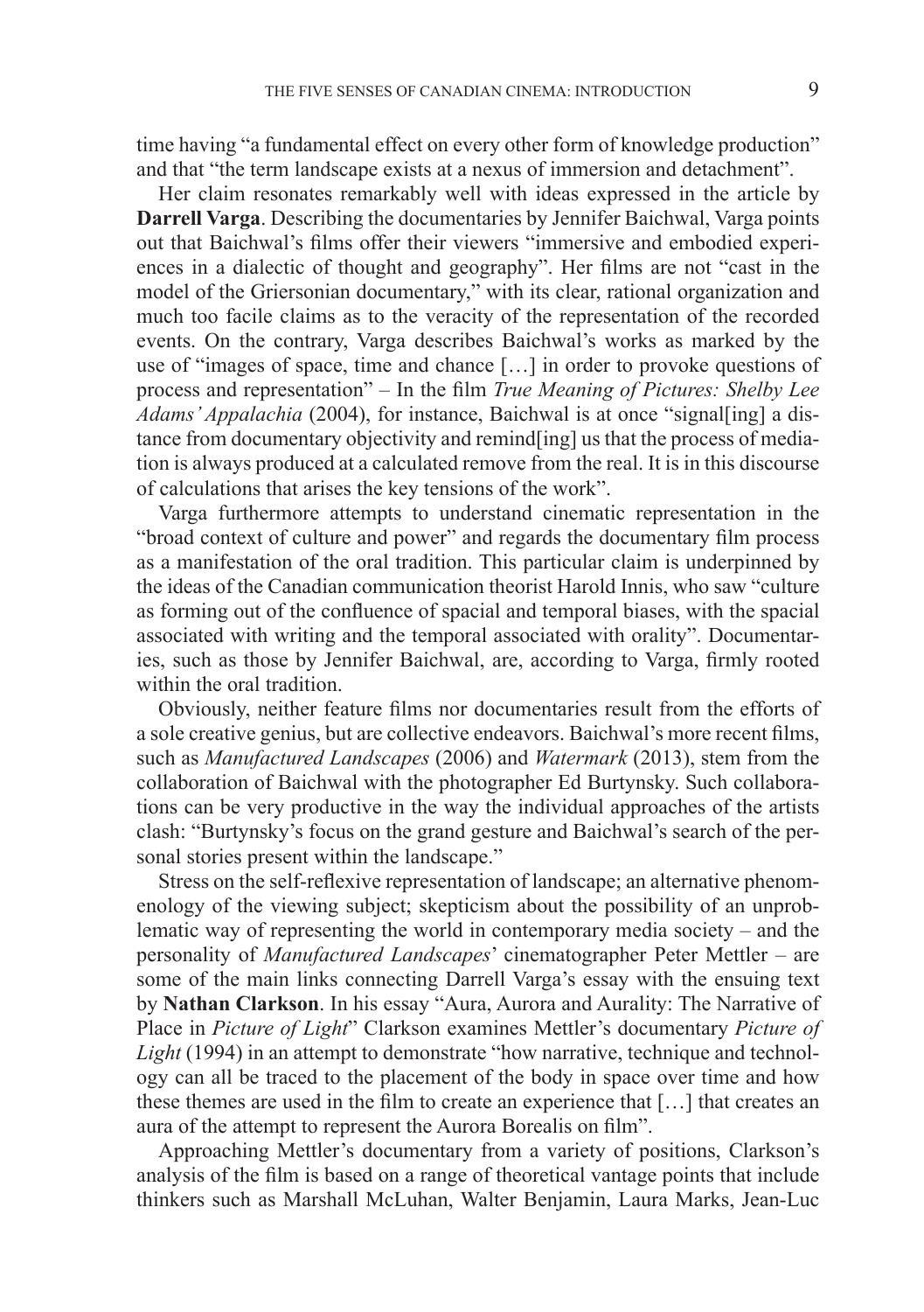time having "a fundamental effect on every other form of knowledge production" and that "the term landscape exists at a nexus of immersion and detachment".

Her claim resonates remarkably well with ideas expressed in the article by **Darrell Varga**. Describing the documentaries by Jennifer Baichwal, Varga points out that Baichwal's films offer their viewers "immersive and embodied experiences in a dialectic of thought and geography". Her films are not "cast in the model of the Griersonian documentary," with its clear, rational organization and much too facile claims as to the veracity of the representation of the recorded events. On the contrary, Varga describes Baichwal's works as marked by the use of "images of space, time and chance […] in order to provoke questions of process and representation" – In the film *True Meaning of Pictures: Shelby Lee Adams' Appalachia* (2004), for instance, Baichwal is at once "signal[ing] a distance from documentary objectivity and remind[ing] us that the process of mediation is always produced at a calculated remove from the real. It is in this discourse of calculations that arises the key tensions of the work".

Varga furthermore attempts to understand cinematic representation in the "broad context of culture and power" and regards the documentary film process as a manifestation of the oral tradition. This particular claim is underpinned by the ideas of the Canadian communication theorist Harold Innis, who saw "culture as forming out of the confluence of spacial and temporal biases, with the spacial associated with writing and the temporal associated with orality". Documentaries, such as those by Jennifer Baichwal, are, according to Varga, firmly rooted within the oral tradition.

Obviously, neither feature films nor documentaries result from the efforts of a sole creative genius, but are collective endeavors. Baichwal's more recent films, such as *Manufactured Landscapes* (2006) and *Watermark* (2013), stem from the collaboration of Baichwal with the photographer Ed Burtynsky. Such collaborations can be very productive in the way the individual approaches of the artists clash: "Burtynsky's focus on the grand gesture and Baichwal's search of the personal stories present within the landscape."

Stress on the self-reflexive representation of landscape; an alternative phenomenology of the viewing subject; skepticism about the possibility of an unproblematic way of representing the world in contemporary media society – and the personality of *Manufactured Landscapes*' cinematographer Peter Mettler – are some of the main links connecting Darrell Varga's essay with the ensuing text by **Nathan Clarkson**. In his essay "Aura, Aurora and Aurality: The Narrative of Place in *Picture of Light*" Clarkson examines Mettler's documentary *Picture of Light* (1994) in an attempt to demonstrate "how narrative, technique and technology can all be traced to the placement of the body in space over time and how these themes are used in the film to create an experience that […] that creates an aura of the attempt to represent the Aurora Borealis on film".

Approaching Mettler's documentary from a variety of positions, Clarkson's analysis of the film is based on a range of theoretical vantage points that include thinkers such as Marshall McLuhan, Walter Benjamin, Laura Marks, Jean-Luc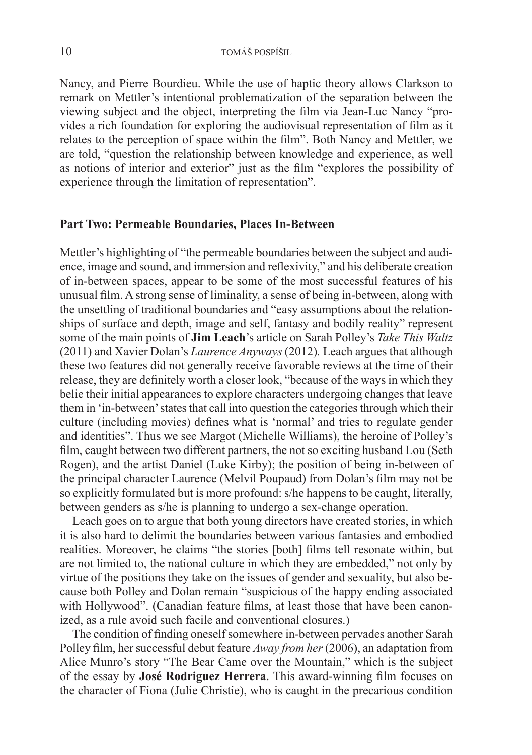Nancy, and Pierre Bourdieu. While the use of haptic theory allows Clarkson to remark on Mettler's intentional problematization of the separation between the viewing subject and the object, interpreting the film via Jean-Luc Nancy "provides a rich foundation for exploring the audiovisual representation of film as it relates to the perception of space within the film". Both Nancy and Mettler, we are told, "question the relationship between knowledge and experience, as well as notions of interior and exterior" just as the film "explores the possibility of experience through the limitation of representation".

## Part Two: Permeable Boundaries, Places In-Between

Mettler's highlighting of "the permeable boundaries between the subject and audience, image and sound, and immersion and reflexivity," and his deliberate creation of in-between spaces, appear to be some of the most successful features of his unusual film. A strong sense of liminality, a sense of being in-between, along with the unsettling of traditional boundaries and "easy assumptions about the relationships of surface and depth, image and self, fantasy and bodily reality" represent some of the main points of **Jim Leach**'s article on Sarah Polley's *Take This Waltz* (2011) and Xavier Dolan's *Laurence Anyways* (2012). Leach argues that although these two features did not generally receive favorable reviews at the time of their release, they are definitely worth a closer look, "because of the ways in which they belie their initial appearances to explore characters undergoing changes that leave them in 'in-between' states that call into question the categories through which their culture (including movies) defines what is 'normal' and tries to regulate gender and identities". Thus we see Margot (Michelle Williams), the heroine of Polley's film, caught between two different partners, the not so exciting husband Lou (Seth Rogen), and the artist Daniel (Luke Kirby); the position of being in-between of the principal character Laurence (Melvil Poupaud) from Dolan's film may not be so explicitly formulated but is more profound: s/he happens to be caught, literally, between genders as s/he is planning to undergo a sex-change operation.

Leach goes on to argue that both young directors have created stories, in which it is also hard to delimit the boundaries between various fantasies and embodied realities. Moreover, he claims "the stories [both] films tell resonate within, but are not limited to, the national culture in which they are embedded," not only by virtue of the positions they take on the issues of gender and sexuality, but also because both Polley and Dolan remain "suspicious of the happy ending associated with Hollywood". (Canadian feature films, at least those that have been canonized, as a rule avoid such facile and conventional closures.)

The condition of finding oneself somewhere in-between pervades another Sarah Polley film, her successful debut feature *Away from her* (2006), an adaptation from Alice Munro's story "The Bear Came over the Mountain," which is the subject of the essay by **José Rodriguez Herrera**. This award-winning film focuses on the character of Fiona (Julie Christie), who is caught in the precarious condition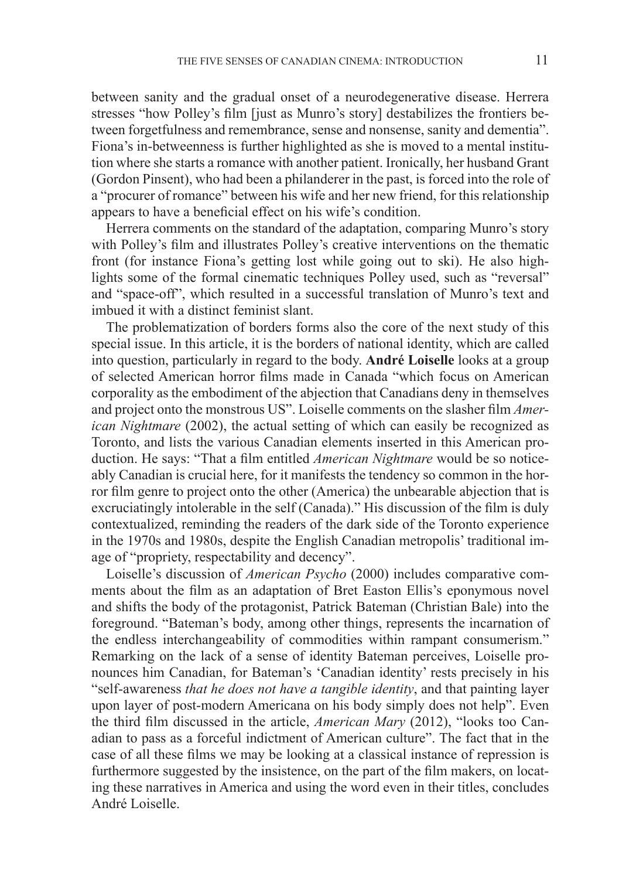between sanity and the gradual onset of a neurodegenerative disease. Herrera stresses "how Polley's film [just as Munro's story] destabilizes the frontiers between forgetfulness and remembrance, sense and nonsense, sanity and dementia". Fiona's in-betweenness is further highlighted as she is moved to a mental institution where she starts a romance with another patient. Ironically, her husband Grant (Gordon Pinsent), who had been a philanderer in the past, is forced into the role of a "procurer of romance" between his wife and her new friend, for this relationship appears to have a beneficial effect on his wife's condition.

Herrera comments on the standard of the adaptation, comparing Munro's story with Polley's film and illustrates Polley's creative interventions on the thematic front (for instance Fiona's getting lost while going out to ski). He also highlights some of the formal cinematic techniques Polley used, such as "reversal" and "space-off", which resulted in a successful translation of Munro's text and imbued it with a distinct feminist slant.

The problematization of borders forms also the core of the next study of this special issue. In this article, it is the borders of national identity, which are called into question, particularly in regard to the body. **André Loiselle** looks at a group of selected American horror films made in Canada "which focus on American corporality as the embodiment of the abjection that Canadians deny in themselves and project onto the monstrous US". Loiselle comments on the slasher film *American Nightmare* (2002), the actual setting of which can easily be recognized as Toronto, and lists the various Canadian elements inserted in this American production. He says: "That a film entitled *American Nightmare* would be so noticeably Canadian is crucial here, for it manifests the tendency so common in the horror film genre to project onto the other (America) the unbearable abjection that is excruciatingly intolerable in the self (Canada)." His discussion of the film is duly contextualized, reminding the readers of the dark side of the Toronto experience in the 1970s and 1980s, despite the English Canadian metropolis' traditional image of "propriety, respectability and decency".

Loiselle's discussion of *American Psycho* (2000) includes comparative comments about the film as an adaptation of Bret Easton Ellis's eponymous novel and shifts the body of the protagonist, Patrick Bateman (Christian Bale) into the foreground. "Bateman's body, among other things, represents the incarnation of the endless interchangeability of commodities within rampant consumerism." Remarking on the lack of a sense of identity Bateman perceives, Loiselle pronounces him Canadian, for Bateman's 'Canadian identity' rests precisely in his "self-awareness *that he does not have a tangible identity*, and that painting layer upon layer of post-modern Americana on his body simply does not help". Even the third film discussed in the article, *American Mary* (2012), "looks too Canadian to pass as a forceful indictment of American culture". The fact that in the case of all these films we may be looking at a classical instance of repression is furthermore suggested by the insistence, on the part of the film makers, on locating these narratives in America and using the word even in their titles, concludes André Loiselle.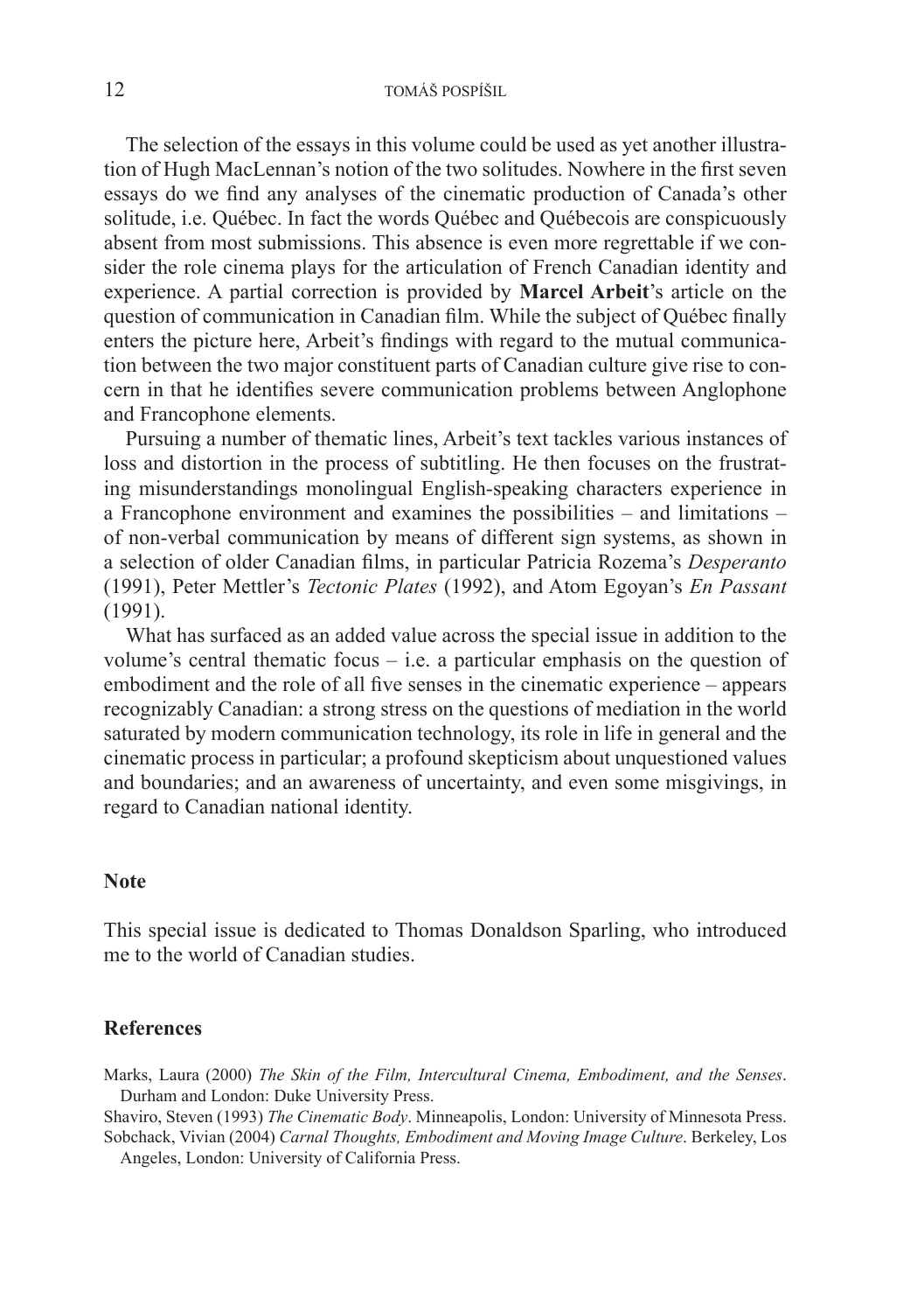The selection of the essays in this volume could be used as yet another illustration of Hugh MacLennan's notion of the two solitudes. Nowhere in the first seven essays do we find any analyses of the cinematic production of Canada's other solitude, i.e. Québec. In fact the words Québec and Québecois are conspicuously absent from most submissions. This absence is even more regrettable if we consider the role cinema plays for the articulation of French Canadian identity and experience. A partial correction is provided by **Marcel Arbeit**'s article on the question of communication in Canadian film. While the subject of Québec finally enters the picture here, Arbeit's findings with regard to the mutual communication between the two major constituent parts of Canadian culture give rise to concern in that he identifies severe communication problems between Anglophone and Francophone elements.

Pursuing a number of thematic lines, Arbeit's text tackles various instances of loss and distortion in the process of subtitling. He then focuses on the frustrating misunderstandings monolingual English-speaking characters experience in a Francophone environment and examines the possibilities – and limitations – of non-verbal communication by means of different sign systems, as shown in a selection of older Canadian films, in particular Patricia Rozema's *Desperanto* (1991), Peter Mettler's *Tectonic Plates* (1992), and Atom Egoyan's *En Passant* (1991).

What has surfaced as an added value across the special issue in addition to the volume's central thematic focus – i.e. a particular emphasis on the question of embodiment and the role of all five senses in the cinematic experience – appears recognizably Canadian: a strong stress on the questions of mediation in the world saturated by modern communication technology, its role in life in general and the cinematic process in particular; a profound skepticism about unquestioned values and boundaries; and an awareness of uncertainty, and even some misgivings, in regard to Canadian national identity.

## Note

This special issue is dedicated to Thomas Donaldson Sparling, who introduced me to the world of Canadian studies.

## References

Marks, Laura (2000) *The Skin of the Film, Intercultural Cinema, Embodiment, and the Senses*. Durham and London: Duke University Press.

Shaviro, Steven (1993) *The Cinematic Body*. Minneapolis, London: University of Minnesota Press.

Sobchack, Vivian (2004) *Carnal Thoughts, Embodiment and Moving Image Culture*. Berkeley, Los Angeles, London: University of California Press.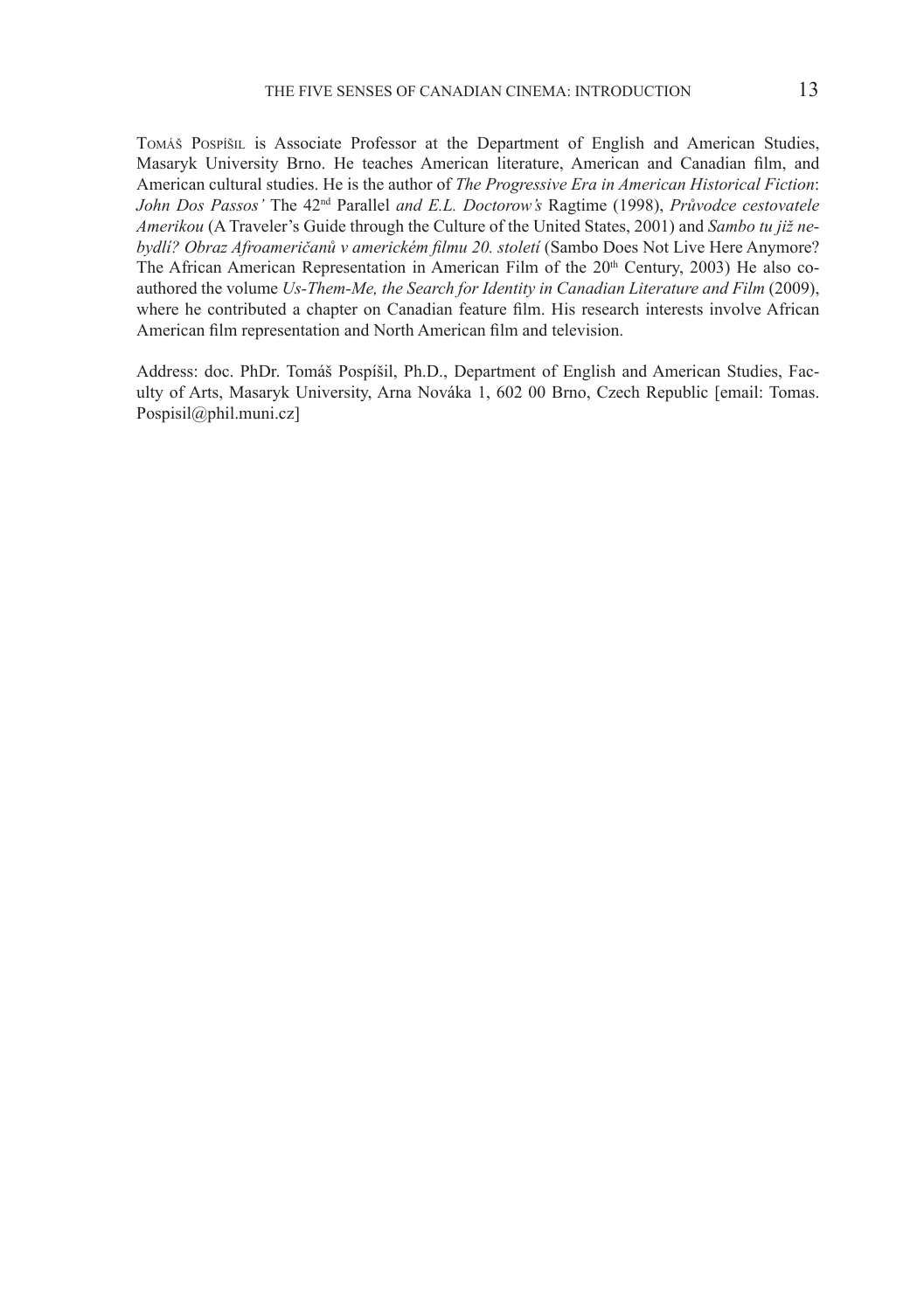Tomáš Pospíšil is Associate Professor at the Department of English and American Studies, Masaryk University Brno. He teaches American literature, American and Canadian film, and American cultural studies. He is the author of *The Progressive Era in American Historical Fiction*: *John Dos Passos'* The 42nd Parallel *and E.L. Doctorow's* Ragtime (1998), *Průvodce cestovatele Amerikou* (A Traveler's Guide through the Culture of the United States, 2001) and *Sambo tu již nebydlí? Obraz Afroameričanů v americkém filmu 20. století* (Sambo Does Not Live Here Anymore? The African American Representation in American Film of the 20th Century, 2003) He also co-authored the volume *Us-Them-Me, the Search for Identity in Canadian Literature and Film* (2009), where he contributed a chapter on Canadian feature film. His research interests involve African American film representation and North American film and television.

Address: doc. PhDr. Tomáš Pospíšil, Ph.D., Department of English and American Studies, Faculty of Arts, Masaryk University, Arna Nováka 1, 602 00 Brno, Czech Republic [email: Tomas.Pospisil@phil.muni.cz]